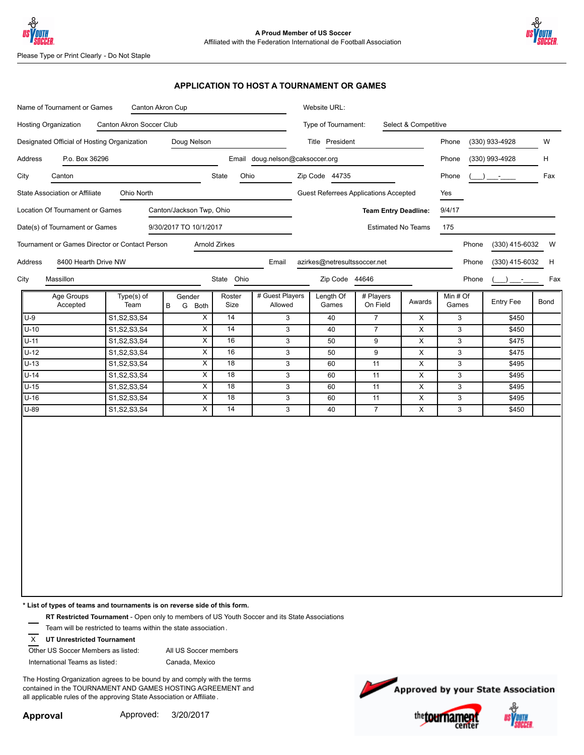A Proud Member of US Soccer
Affiliated with the Federation International de Football Association

Please Type or Print Clearly - Do Not Staple

## APPLICATION TO HOST A TOURNAMENT OR GAMES

Name of Tournament or Games: Canton Akron Cup
Website URL:

Hosting Organization: Canton Akron Soccer Club
Type of Tournament: Select & Competitive

Designated Official of Hosting Organization: Doug Nelson
Title: President
Phone: (330) 933-4928 W

Address: P.o. Box 36296
Email: doug.nelson@caksoccer.org
Phone: (330) 993-4928 H

City: Canton
State: Ohio
Zip Code: 44735
Phone: (\_\_\_) \_\_\_-\_\_\_\_ Fax

State Association or Affiliate: Ohio North
Guest Referees Applications Accepted: Yes

Location Of Tournament or Games: Canton/Jackson Twp, Ohio
**Team Entry Deadline:** 9/4/17

Date(s) of Tournament or Games: 9/30/2017 TO 10/1/2017
Estimated No Teams: 175

Tournament or Games Director or Contact Person: Arnold Zirkes
Phone: (330) 415-6032 W

Address: 8400 Hearth Drive NW
Email: azirkes@netresultssoccer.net
Phone: (330) 415-6032 H

City: Massillon
State: Ohio
Zip Code: 44646
Phone: (\_\_\_) \_\_\_-\_\_\_\_ Fax

| Age Groups Accepted | Type(s) of Team | Gender B | Gender G | Gender Both | Roster Size | # Guest Players Allowed | Length Of Games | # Players On Field | Awards | Min # Of Games | Entry Fee | Bond |
|---|---|---|---|---|---|---|---|---|---|---|---|---|
| U-9 | S1,S2,S3,S4 | | | X | 14 | 3 | 40 | 7 | X | 3 | $450 | |
| U-10 | S1,S2,S3,S4 | | | X | 14 | 3 | 40 | 7 | X | 3 | $450 | |
| U-11 | S1,S2,S3,S4 | | | X | 16 | 3 | 50 | 9 | X | 3 | $475 | |
| U-12 | S1,S2,S3,S4 | | | X | 16 | 3 | 50 | 9 | X | 3 | $475 | |
| U-13 | S1,S2,S3,S4 | | | X | 18 | 3 | 60 | 11 | X | 3 | $495 | |
| U-14 | S1,S2,S3,S4 | | | X | 18 | 3 | 60 | 11 | X | 3 | $495 | |
| U-15 | S1,S2,S3,S4 | | | X | 18 | 3 | 60 | 11 | X | 3 | $495 | |
| U-16 | S1,S2,S3,S4 | | | X | 18 | 3 | 60 | 11 | X | 3 | $495 | |
| U-89 | S1,S2,S3,S4 | | | X | 14 | 3 | 40 | 7 | X | 3 | $450 | |

**\* List of types of teams and tournaments is on reverse side of this form.**

\_\_\_ **RT Restricted Tournament** - Open only to members of US Youth Soccer and its State Associations
Team will be restricted to teams within the state association.

\_X\_ **UT Unrestricted Tournament**

Other US Soccer Members as listed: All US Soccer members

International Teams as listed: Canada, Mexico

The Hosting Organization agrees to be bound by and comply with the terms contained in the TOURNAMENT AND GAMES HOSTING AGREEMENT and all applicable rules of the approving State Association or Affiliate.

**Approval** Approved: 3/20/2017

Approved by your State Association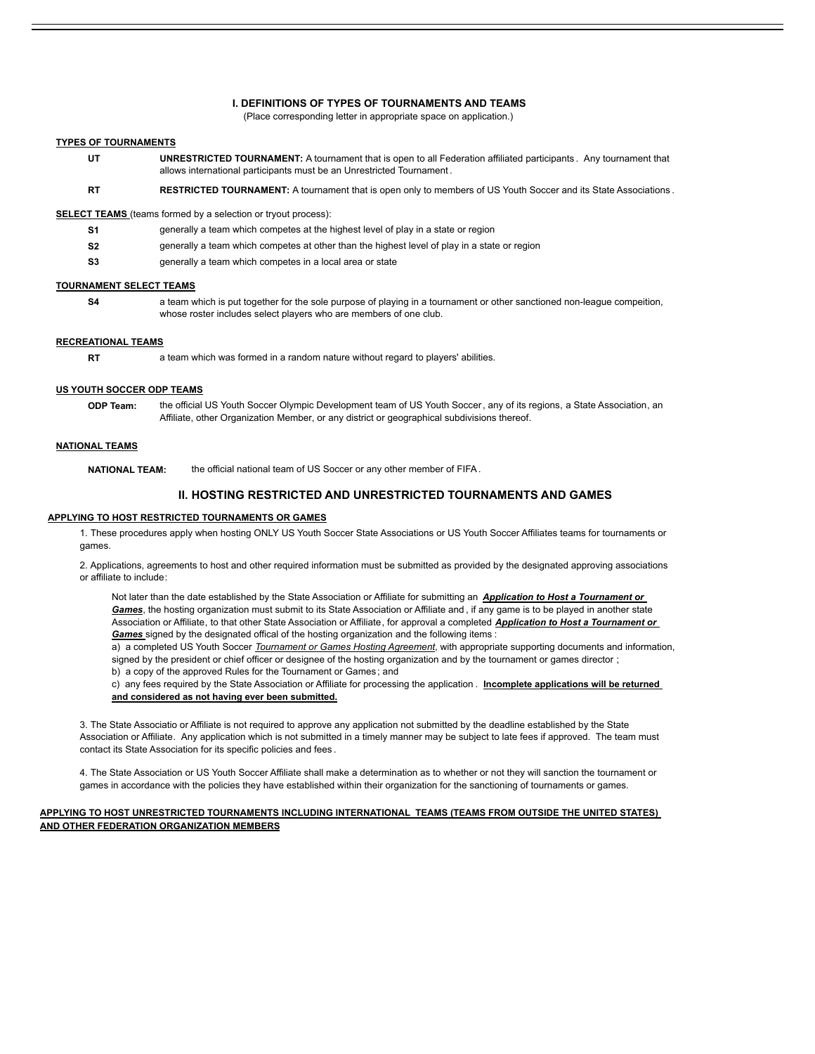## I. DEFINITIONS OF TYPES OF TOURNAMENTS AND TEAMS

(Place corresponding letter in appropriate space on application.)

**TYPES OF TOURNAMENTS**

**UT** — **UNRESTRICTED TOURNAMENT:** A tournament that is open to all Federation affiliated participants. Any tournament that allows international participants must be an Unrestricted Tournament.

**RT** — **RESTRICTED TOURNAMENT:** A tournament that is open only to members of US Youth Soccer and its State Associations.

**SELECT TEAMS** (teams formed by a selection or tryout process):

**S1** — generally a team which competes at the highest level of play in a state or region

**S2** — generally a team which competes at other than the highest level of play in a state or region

**S3** — generally a team which competes in a local area or state

**TOURNAMENT SELECT TEAMS**

**S4** — a team which is put together for the sole purpose of playing in a tournament or other sanctioned non-league compeition, whose roster includes select players who are members of one club.

**RECREATIONAL TEAMS**

**RT** — a team which was formed in a random nature without regard to players' abilities.

**US YOUTH SOCCER ODP TEAMS**

**ODP Team:** the official US Youth Soccer Olympic Development team of US Youth Soccer, any of its regions, a State Association, an Affiliate, other Organization Member, or any district or geographical subdivisions thereof.

**NATIONAL TEAMS**

**NATIONAL TEAM:** the official national team of US Soccer or any other member of FIFA.

## II. HOSTING RESTRICTED AND UNRESTRICTED TOURNAMENTS AND GAMES

**APPLYING TO HOST RESTRICTED TOURNAMENTS OR GAMES**

1. These procedures apply when hosting ONLY US Youth Soccer State Associations or US Youth Soccer Affiliates teams for tournaments or games.

2. Applications, agreements to host and other required information must be submitted as provided by the designated approving associations or affiliate to include:

   Not later than the date established by the State Association or Affiliate for submitting an ***Application to Host a Tournament or Games***, the hosting organization must submit to its State Association or Affiliate and, if any game is to be played in another state Association or Affiliate, to that other State Association or Affiliate, for approval a completed ***Application to Host a Tournament or Games*** signed by the designated offical of the hosting organization and the following items:

   a) a completed US Youth Soccer *Tournament or Games Hosting Agreement*, with appropriate supporting documents and information, signed by the president or chief officer or designee of the hosting organization and by the tournament or games director;

   b) a copy of the approved Rules for the Tournament or Games; and

   c) any fees required by the State Association or Affiliate for processing the application. **Incomplete applications will be returned and considered as not having ever been submitted.**

3. The State Associatio or Affiliate is not required to approve any application not submitted by the deadline established by the State Association or Affiliate. Any application which is not submitted in a timely manner may be subject to late fees if approved. The team must contact its State Association for its specific policies and fees.

4. The State Association or US Youth Soccer Affiliate shall make a determination as to whether or not they will sanction the tournament or games in accordance with the policies they have established within their organization for the sanctioning of tournaments or games.

**APPLYING TO HOST UNRESTRICTED TOURNAMENTS INCLUDING INTERNATIONAL TEAMS (TEAMS FROM OUTSIDE THE UNITED STATES) AND OTHER FEDERATION ORGANIZATION MEMBERS**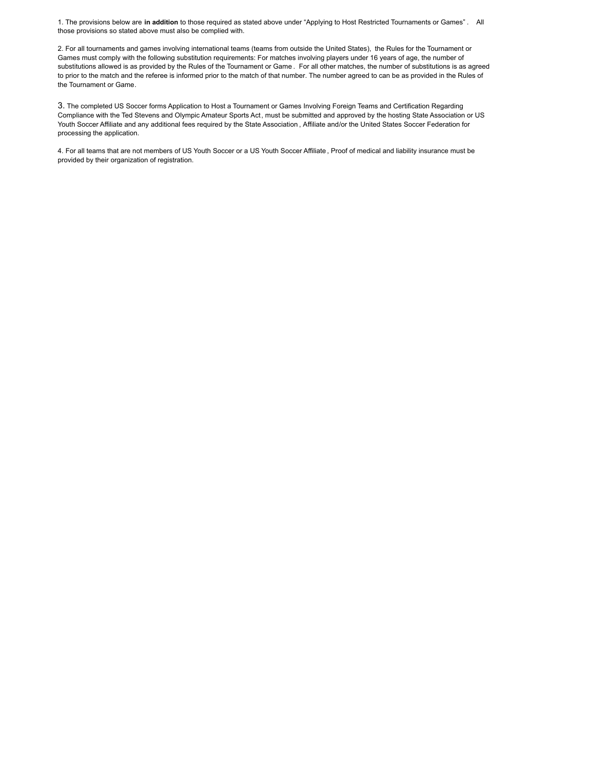1. The provisions below are **in addition** to those required as stated above under "Applying to Host Restricted Tournaments or Games" . All those provisions so stated above must also be complied with.

2. For all tournaments and games involving international teams (teams from outside the United States), the Rules for the Tournament or Games must comply with the following substitution requirements: For matches involving players under 16 years of age, the number of substitutions allowed is as provided by the Rules of the Tournament or Game . For all other matches, the number of substitutions is as agreed to prior to the match and the referee is informed prior to the match of that number. The number agreed to can be as provided in the Rules of the Tournament or Game.

3. The completed US Soccer forms Application to Host a Tournament or Games Involving Foreign Teams and Certification Regarding Compliance with the Ted Stevens and Olympic Amateur Sports Act, must be submitted and approved by the hosting State Association or US Youth Soccer Affiliate and any additional fees required by the State Association , Affiliate and/or the United States Soccer Federation for processing the application.

4. For all teams that are not members of US Youth Soccer or a US Youth Soccer Affiliate , Proof of medical and liability insurance must be provided by their organization of registration.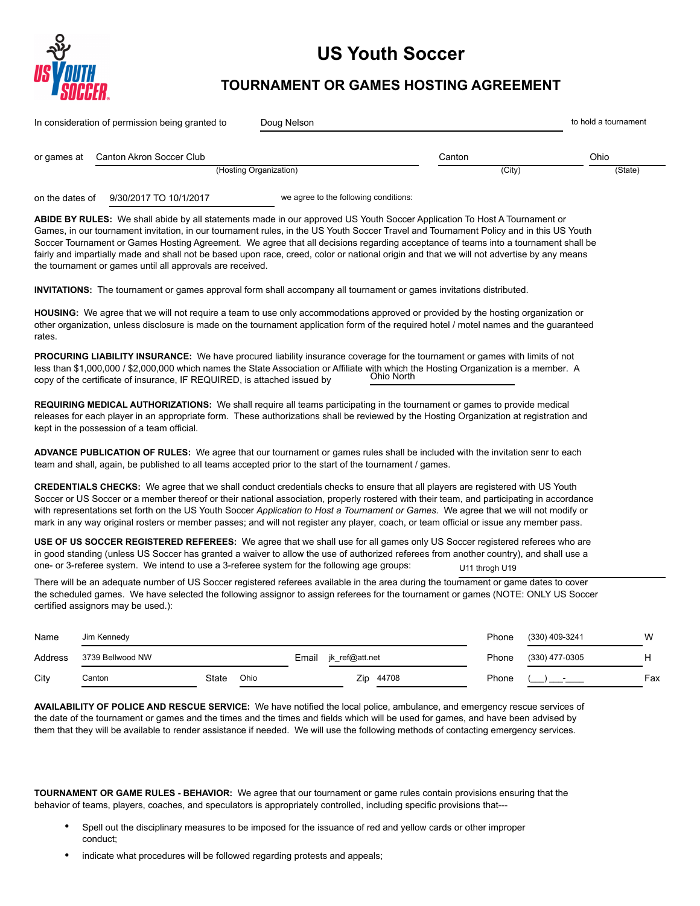# US Youth Soccer

## TOURNAMENT OR GAMES HOSTING AGREEMENT

In consideration of permission being granted to Doug Nelson to hold a tournament

or games at Canton Akron Soccer Club (Hosting Organization) Canton (City) Ohio (State)

on the dates of 9/30/2017 TO 10/1/2017 we agree to the following conditions:

**ABIDE BY RULES:** We shall abide by all statements made in our approved US Youth Soccer Application To Host A Tournament or Games, in our tournament invitation, in our tournament rules, in the US Youth Soccer Travel and Tournament Policy and in this US Youth Soccer Tournament or Games Hosting Agreement. We agree that all decisions regarding acceptance of teams into a tournament shall be fairly and impartially made and shall not be based upon race, creed, color or national origin and that we will not advertise by any means the tournament or games until all approvals are received.

**INVITATIONS:** The tournament or games approval form shall accompany all tournament or games invitations distributed.

**HOUSING:** We agree that we will not require a team to use only accommodations approved or provided by the hosting organization or other organization, unless disclosure is made on the tournament application form of the required hotel / motel names and the guaranteed rates.

**PROCURING LIABILITY INSURANCE:** We have procured liability insurance coverage for the tournament or games with limits of not less than $1,000,000 / $2,000,000 which names the State Association or Affiliate with which the Hosting Organization is a member. A copy of the certificate of insurance, IF REQUIRED, is attached issued by Ohio North

**REQUIRING MEDICAL AUTHORIZATIONS:** We shall require all teams participating in the tournament or games to provide medical releases for each player in an appropriate form. These authorizations shall be reviewed by the Hosting Organization at registration and kept in the possession of a team official.

**ADVANCE PUBLICATION OF RULES:** We agree that our tournament or games rules shall be included with the invitation senr to each team and shall, again, be published to all teams accepted prior to the start of the tournament / games.

**CREDENTIALS CHECKS:** We agree that we shall conduct credentials checks to ensure that all players are registered with US Youth Soccer or US Soccer or a member thereof or their national association, properly rostered with their team, and participating in accordance with representations set forth on the US Youth Soccer *Application to Host a Tournament or Games.* We agree that we will not modify or mark in any way original rosters or member passes; and will not register any player, coach, or team official or issue any member pass.

**USE OF US SOCCER REGISTERED REFEREES:** We agree that we shall use for all games only US Soccer registered referees who are in good standing (unless US Soccer has granted a waiver to allow the use of authorized referees from another country), and shall use a one- or 3-referee system. We intend to use a 3-referee system for the following age groups: U11 throgh U19

There will be an adequate number of US Soccer registered referees available in the area during the tournament or game dates to cover the scheduled games. We have selected the following assignor to assign referees for the tournament or games (NOTE: ONLY US Soccer certified assignors may be used.):

| | | | | | | |
|---|---|---|---|---|---|---|
| Name | Jim Kennedy | | | Phone | (330) 409-3241 | W |
| Address | 3739 Bellwood NW | Email | jk_ref@att.net | Phone | (330) 477-0305 | H |
| City | Canton | State Ohio | Zip 44708 | Phone | (___) ___-____ | Fax |

**AVAILABILITY OF POLICE AND RESCUE SERVICE:** We have notified the local police, ambulance, and emergency rescue services of the date of the tournament or games and the times and the times and fields which will be used for games, and have been advised by them that they will be available to render assistance if needed. We will use the following methods of contacting emergency services.

**TOURNAMENT OR GAME RULES - BEHAVIOR:** We agree that our tournament or game rules contain provisions ensuring that the behavior of teams, players, coaches, and speculators is appropriately controlled, including specific provisions that---

- Spell out the disciplinary measures to be imposed for the issuance of red and yellow cards or other improper conduct;
- indicate what procedures will be followed regarding protests and appeals;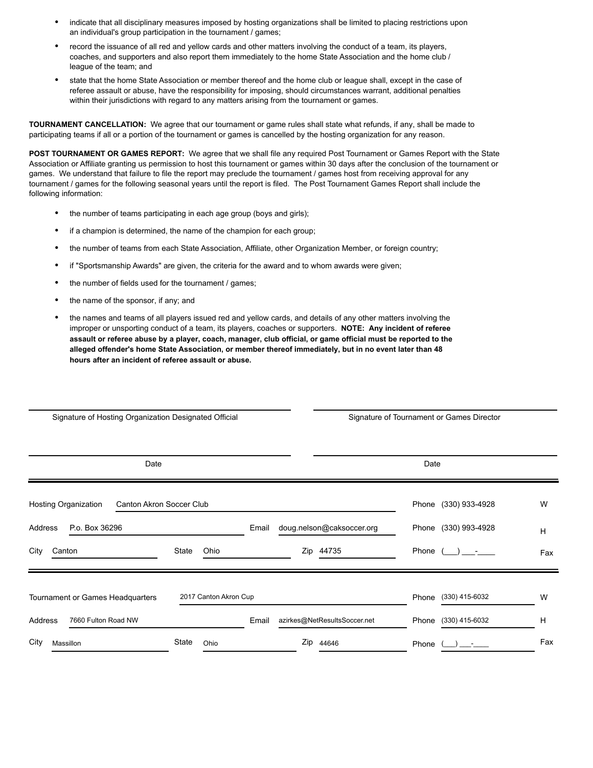- indicate that all disciplinary measures imposed by hosting organizations shall be limited to placing restrictions upon an individual's group participation in the tournament / games;
- record the issuance of all red and yellow cards and other matters involving the conduct of a team, its players, coaches, and supporters and also report them immediately to the home State Association and the home club / league of the team; and
- state that the home State Association or member thereof and the home club or league shall, except in the case of referee assault or abuse, have the responsibility for imposing, should circumstances warrant, additional penalties within their jurisdictions with regard to any matters arising from the tournament or games.

**TOURNAMENT CANCELLATION:** We agree that our tournament or game rules shall state what refunds, if any, shall be made to participating teams if all or a portion of the tournament or games is cancelled by the hosting organization for any reason.

**POST TOURNAMENT OR GAMES REPORT:** We agree that we shall file any required Post Tournament or Games Report with the State Association or Affiliate granting us permission to host this tournament or games within 30 days after the conclusion of the tournament or games. We understand that failure to file the report may preclude the tournament / games host from receiving approval for any tournament / games for the following seasonal years until the report is filed. The Post Tournament Games Report shall include the following information:

- the number of teams participating in each age group (boys and girls);
- if a champion is determined, the name of the champion for each group;
- the number of teams from each State Association, Affiliate, other Organization Member, or foreign country;
- if "Sportsmanship Awards" are given, the criteria for the award and to whom awards were given;
- the number of fields used for the tournament / games;
- the name of the sponsor, if any; and
- the names and teams of all players issued red and yellow cards, and details of any other matters involving the improper or unsporting conduct of a team, its players, coaches or supporters. **NOTE: Any incident of referee assault or referee abuse by a player, coach, manager, club official, or game official must be reported to the alleged offender's home State Association, or member thereof immediately, but in no event later than 48 hours after an incident of referee assault or abuse.**

| | |
|---|---|
| ______________________________ | ______________________________ |
| Signature of Hosting Organization Designated Official | Signature of Tournament or Games Director |
| ______________________________ | ______________________________ |
| Date | Date |

| | | | | | | | |
|---|---|---|---|---|---|---|---|
| Hosting Organization | Canton Akron Soccer Club | | | | Phone | (330) 933-4928 | W |
| Address | P.o. Box 36296 | Email | doug.nelson@caksoccer.org | | Phone | (330) 993-4928 | H |
| City | Canton | State | Ohio | Zip 44735 | Phone | (\_\_\_) \_\_\_-\_\_\_\_ | Fax |

| | | | | | | | |
|---|---|---|---|---|---|---|---|
| Tournament or Games Headquarters | 2017 Canton Akron Cup | | | | Phone | (330) 415-6032 | W |
| Address | 7660 Fulton Road NW | Email | azirkes@NetResultsSoccer.net | | Phone | (330) 415-6032 | H |
| City | Massillon | State | Ohio | Zip 44646 | Phone | (\_\_\_) \_\_\_-\_\_\_\_ | Fax |